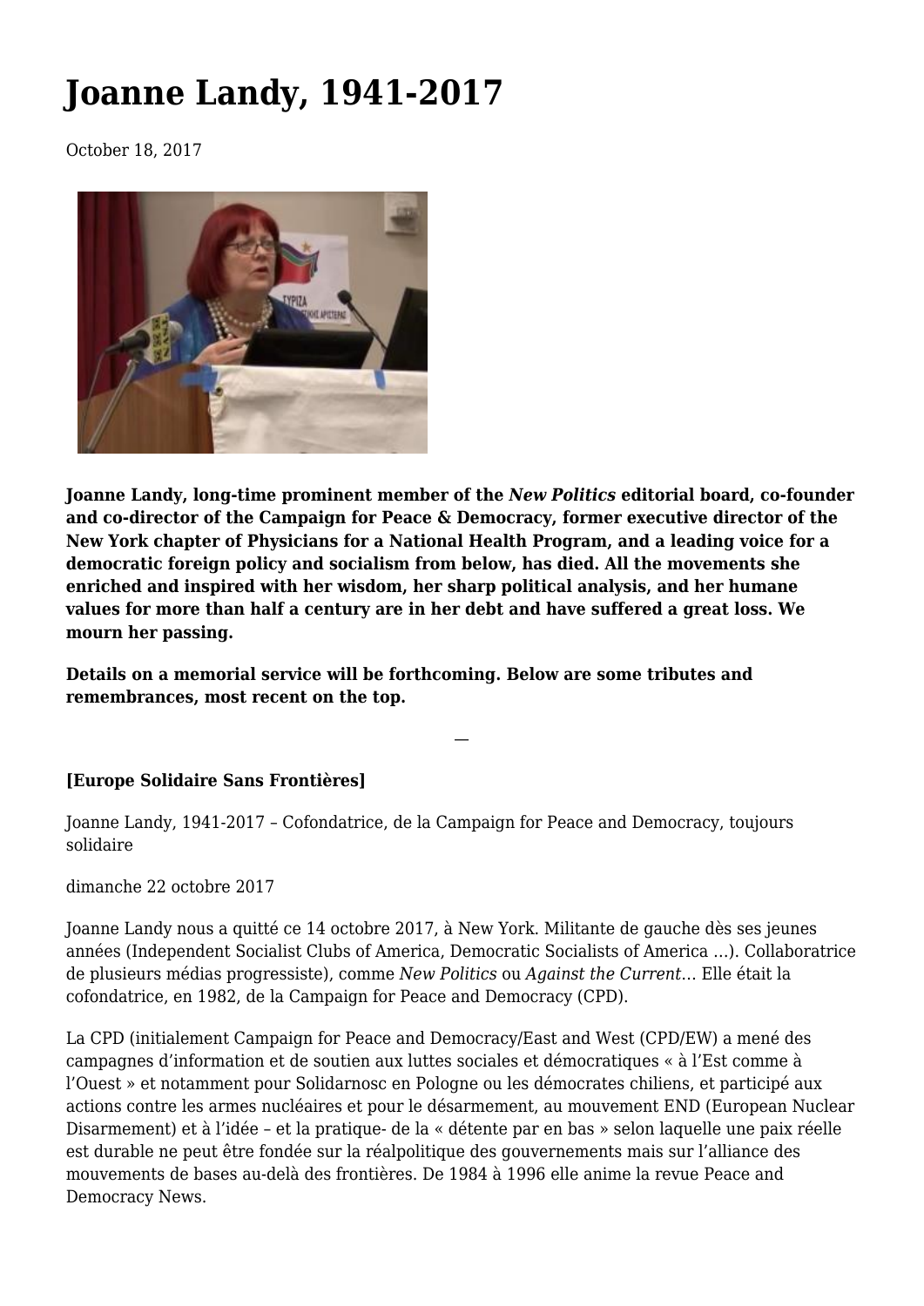# Joanne Landy, 1941-2017

October 18, 2017

**Joanne Landy, long-time prominent member of the *New Politics* editorial board, co-founder and co-director of the Campaign for Peace & Democracy, former executive director of the New York chapter of Physicians for a National Health Program, and a leading voice for a democratic foreign policy and socialism from below, has died. All the movements she enriched and inspired with her wisdom, her sharp political analysis, and her humane values for more than half a century are in her debt and have suffered a great loss. We mourn her passing.**

**Details on a memorial service will be forthcoming. Below are some tributes and remembrances, most recent on the top.**

—

**[Europe Solidaire Sans Frontières]**

Joanne Landy, 1941-2017 – Cofondatrice, de la Campaign for Peace and Democracy, toujours solidaire

dimanche 22 octobre 2017

Joanne Landy nous a quitté ce 14 octobre 2017, à New York. Militante de gauche dès ses jeunes années (Independent Socialist Clubs of America, Democratic Socialists of America …). Collaboratrice de plusieurs médias progressiste), comme *New Politics* ou *Against the Current*… Elle était la cofondatrice, en 1982, de la Campaign for Peace and Democracy (CPD).

La CPD (initialement Campaign for Peace and Democracy/East and West (CPD/EW) a mené des campagnes d'information et de soutien aux luttes sociales et démocratiques « à l'Est comme à l'Ouest » et notamment pour Solidarnosc en Pologne ou les démocrates chiliens, et participé aux actions contre les armes nucléaires et pour le désarmement, au mouvement END (European Nuclear Disarmement) et à l'idée – et la pratique- de la « détente par en bas » selon laquelle une paix réelle est durable ne peut être fondée sur la réalpolitique des gouvernements mais sur l'alliance des mouvements de bases au-delà des frontières. De 1984 à 1996 elle anime la revue Peace and Democracy News.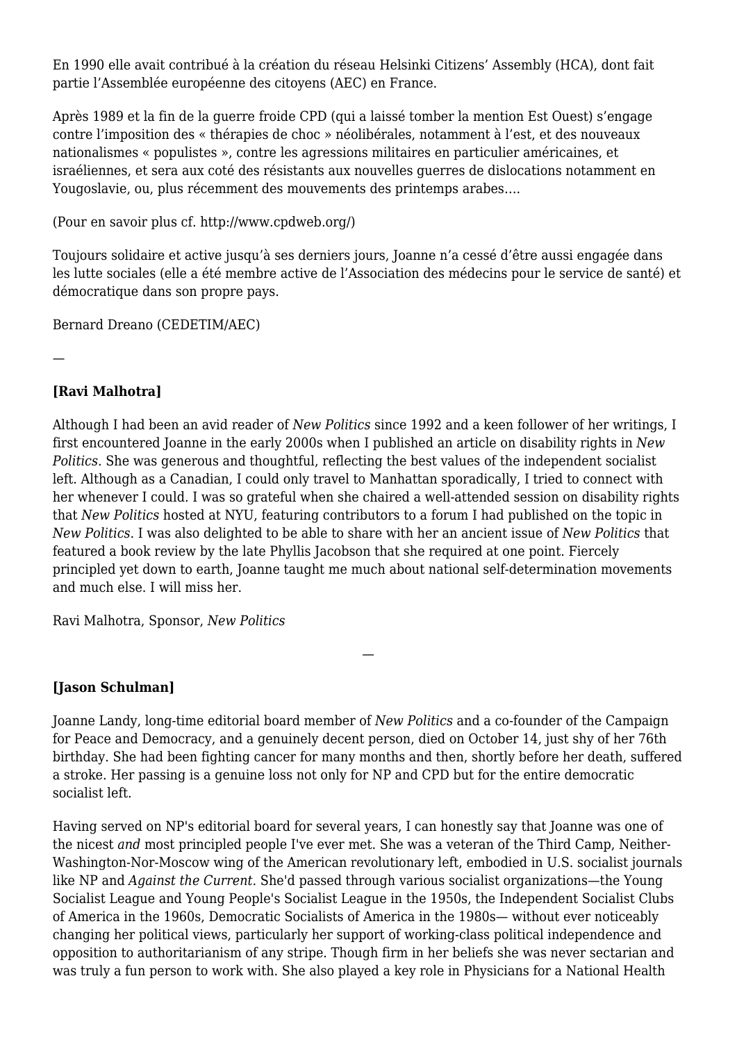En 1990 elle avait contribué à la création du réseau Helsinki Citizens' Assembly (HCA), dont fait partie l'Assemblée européenne des citoyens (AEC) en France.

Après 1989 et la fin de la guerre froide CPD (qui a laissé tomber la mention Est Ouest) s'engage contre l'imposition des « thérapies de choc » néolibérales, notamment à l'est, et des nouveaux nationalismes « populistes », contre les agressions militaires en particulier américaines, et israéliennes, et sera aux coté des résistants aux nouvelles guerres de dislocations notamment en Yougoslavie, ou, plus récemment des mouvements des printemps arabes….

(Pour en savoir plus cf. http://www.cpdweb.org/)

Toujours solidaire et active jusqu'à ses derniers jours, Joanne n'a cessé d'être aussi engagée dans les lutte sociales (elle a été membre active de l'Association des médecins pour le service de santé) et démocratique dans son propre pays.

Bernard Dreano (CEDETIM/AEC)

—

**[Ravi Malhotra]**

Although I had been an avid reader of *New Politics* since 1992 and a keen follower of her writings, I first encountered Joanne in the early 2000s when I published an article on disability rights in *New Politics*. She was generous and thoughtful, reflecting the best values of the independent socialist left. Although as a Canadian, I could only travel to Manhattan sporadically, I tried to connect with her whenever I could. I was so grateful when she chaired a well-attended session on disability rights that *New Politics* hosted at NYU, featuring contributors to a forum I had published on the topic in *New Politics*. I was also delighted to be able to share with her an ancient issue of *New Politics* that featured a book review by the late Phyllis Jacobson that she required at one point. Fiercely principled yet down to earth, Joanne taught me much about national self-determination movements and much else. I will miss her.

Ravi Malhotra, Sponsor, *New Politics*

—

**[Jason Schulman]**

Joanne Landy, long-time editorial board member of *New Politics* and a co-founder of the Campaign for Peace and Democracy, and a genuinely decent person, died on October 14, just shy of her 76th birthday. She had been fighting cancer for many months and then, shortly before her death, suffered a stroke. Her passing is a genuine loss not only for NP and CPD but for the entire democratic socialist left.

Having served on NP's editorial board for several years, I can honestly say that Joanne was one of the nicest *and* most principled people I've ever met. She was a veteran of the Third Camp, Neither-Washington-Nor-Moscow wing of the American revolutionary left, embodied in U.S. socialist journals like NP and *Against the Current*. She'd passed through various socialist organizations—the Young Socialist League and Young People's Socialist League in the 1950s, the Independent Socialist Clubs of America in the 1960s, Democratic Socialists of America in the 1980s— without ever noticeably changing her political views, particularly her support of working-class political independence and opposition to authoritarianism of any stripe. Though firm in her beliefs she was never sectarian and was truly a fun person to work with. She also played a key role in Physicians for a National Health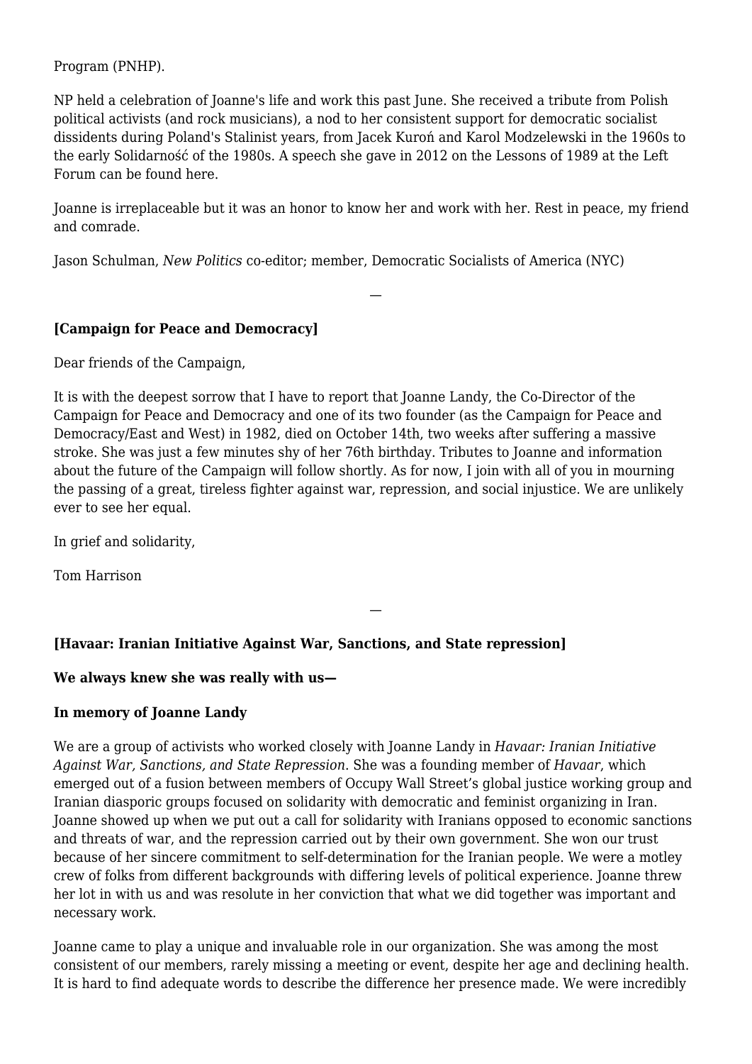Program (PNHP).

NP held a celebration of Joanne's life and work this past June. She received a tribute from Polish political activists (and rock musicians), a nod to her consistent support for democratic socialist dissidents during Poland's Stalinist years, from Jacek Kuroń and Karol Modzelewski in the 1960s to the early Solidarność of the 1980s. A speech she gave in 2012 on the Lessons of 1989 at the Left Forum can be found here.

Joanne is irreplaceable but it was an honor to know her and work with her. Rest in peace, my friend and comrade.

Jason Schulman, *New Politics* co-editor; member, Democratic Socialists of America (NYC)

—

**[Campaign for Peace and Democracy]**

Dear friends of the Campaign,

It is with the deepest sorrow that I have to report that Joanne Landy, the Co-Director of the Campaign for Peace and Democracy and one of its two founder (as the Campaign for Peace and Democracy/East and West) in 1982, died on October 14th, two weeks after suffering a massive stroke. She was just a few minutes shy of her 76th birthday. Tributes to Joanne and information about the future of the Campaign will follow shortly. As for now, I join with all of you in mourning the passing of a great, tireless fighter against war, repression, and social injustice. We are unlikely ever to see her equal.

In grief and solidarity,

Tom Harrison

—

**[Havaar: Iranian Initiative Against War, Sanctions, and State repression]**

**We always knew she was really with us—**

**In memory of Joanne Landy**

We are a group of activists who worked closely with Joanne Landy in *Havaar: Iranian Initiative Against War, Sanctions, and State Repression*. She was a founding member of *Havaar*, which emerged out of a fusion between members of Occupy Wall Street's global justice working group and Iranian diasporic groups focused on solidarity with democratic and feminist organizing in Iran. Joanne showed up when we put out a call for solidarity with Iranians opposed to economic sanctions and threats of war, and the repression carried out by their own government. She won our trust because of her sincere commitment to self-determination for the Iranian people. We were a motley crew of folks from different backgrounds with differing levels of political experience. Joanne threw her lot in with us and was resolute in her conviction that what we did together was important and necessary work.

Joanne came to play a unique and invaluable role in our organization. She was among the most consistent of our members, rarely missing a meeting or event, despite her age and declining health. It is hard to find adequate words to describe the difference her presence made. We were incredibly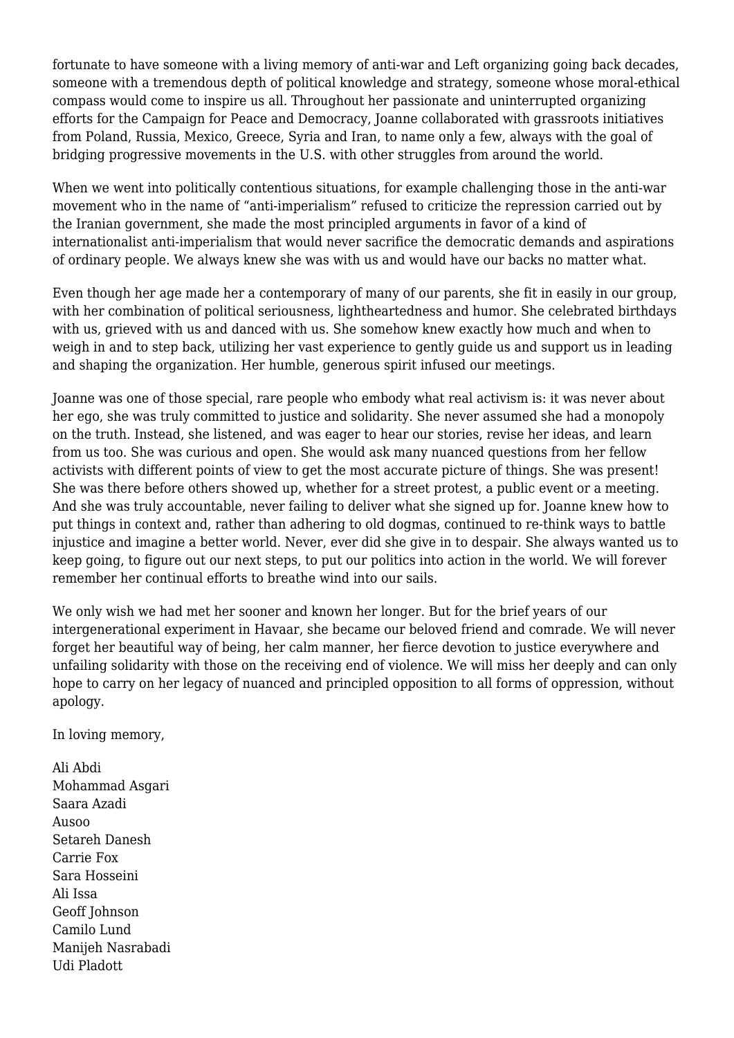fortunate to have someone with a living memory of anti-war and Left organizing going back decades, someone with a tremendous depth of political knowledge and strategy, someone whose moral-ethical compass would come to inspire us all. Throughout her passionate and uninterrupted organizing efforts for the Campaign for Peace and Democracy, Joanne collaborated with grassroots initiatives from Poland, Russia, Mexico, Greece, Syria and Iran, to name only a few, always with the goal of bridging progressive movements in the U.S. with other struggles from around the world.

When we went into politically contentious situations, for example challenging those in the anti-war movement who in the name of "anti-imperialism" refused to criticize the repression carried out by the Iranian government, she made the most principled arguments in favor of a kind of internationalist anti-imperialism that would never sacrifice the democratic demands and aspirations of ordinary people. We always knew she was with us and would have our backs no matter what.

Even though her age made her a contemporary of many of our parents, she fit in easily in our group, with her combination of political seriousness, lightheartedness and humor. She celebrated birthdays with us, grieved with us and danced with us. She somehow knew exactly how much and when to weigh in and to step back, utilizing her vast experience to gently guide us and support us in leading and shaping the organization. Her humble, generous spirit infused our meetings.

Joanne was one of those special, rare people who embody what real activism is: it was never about her ego, she was truly committed to justice and solidarity. She never assumed she had a monopoly on the truth. Instead, she listened, and was eager to hear our stories, revise her ideas, and learn from us too. She was curious and open. She would ask many nuanced questions from her fellow activists with different points of view to get the most accurate picture of things. She was present! She was there before others showed up, whether for a street protest, a public event or a meeting. And she was truly accountable, never failing to deliver what she signed up for. Joanne knew how to put things in context and, rather than adhering to old dogmas, continued to re-think ways to battle injustice and imagine a better world. Never, ever did she give in to despair. She always wanted us to keep going, to figure out our next steps, to put our politics into action in the world. We will forever remember her continual efforts to breathe wind into our sails.

We only wish we had met her sooner and known her longer. But for the brief years of our intergenerational experiment in Havaar, she became our beloved friend and comrade. We will never forget her beautiful way of being, her calm manner, her fierce devotion to justice everywhere and unfailing solidarity with those on the receiving end of violence. We will miss her deeply and can only hope to carry on her legacy of nuanced and principled opposition to all forms of oppression, without apology.

In loving memory,

Ali Abdi
Mohammad Asgari
Saara Azadi
Ausoo
Setareh Danesh
Carrie Fox
Sara Hosseini
Ali Issa
Geoff Johnson
Camilo Lund
Manijeh Nasrabadi
Udi Pladott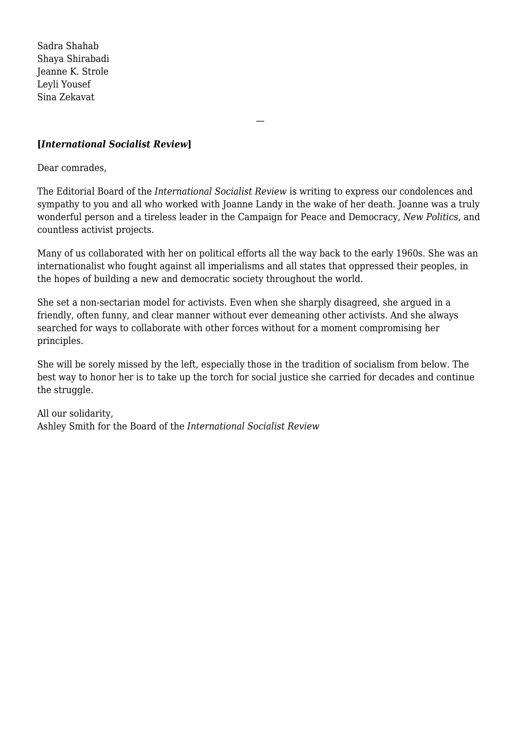Sadra Shahab
Shaya Shirabadi
Jeanne K. Strole
Leyli Yousef
Sina Zekavat

—

**[*International Socialist Review*]**

Dear comrades,

The Editorial Board of the *International Socialist Review* is writing to express our condolences and sympathy to you and all who worked with Joanne Landy in the wake of her death. Joanne was a truly wonderful person and a tireless leader in the Campaign for Peace and Democracy, *New Politics*, and countless activist projects.

Many of us collaborated with her on political efforts all the way back to the early 1960s. She was an internationalist who fought against all imperialisms and all states that oppressed their peoples, in the hopes of building a new and democratic society throughout the world.

She set a non-sectarian model for activists. Even when she sharply disagreed, she argued in a friendly, often funny, and clear manner without ever demeaning other activists. And she always searched for ways to collaborate with other forces without for a moment compromising her principles.

She will be sorely missed by the left, especially those in the tradition of socialism from below. The best way to honor her is to take up the torch for social justice she carried for decades and continue the struggle.

All our solidarity,
Ashley Smith for the Board of the *International Socialist Review*